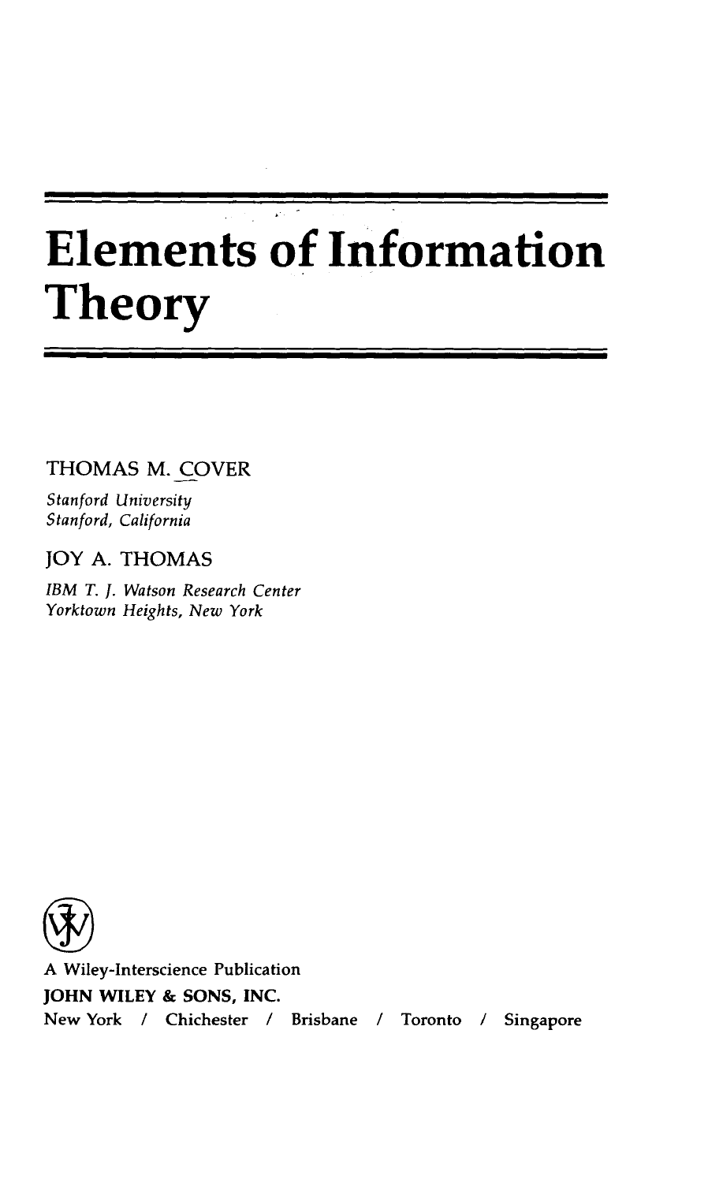# Elements of Information Theory

THOMAS M. COVER

*Stanford University*
*Stanford, California*

JOY A. THOMAS

*IBM T. J. Watson Research Center*
*Yorktown Heights, New York*

A Wiley-Interscience Publication

JOHN WILEY & SONS, INC.

New York / Chichester / Brisbane / Toronto / Singapore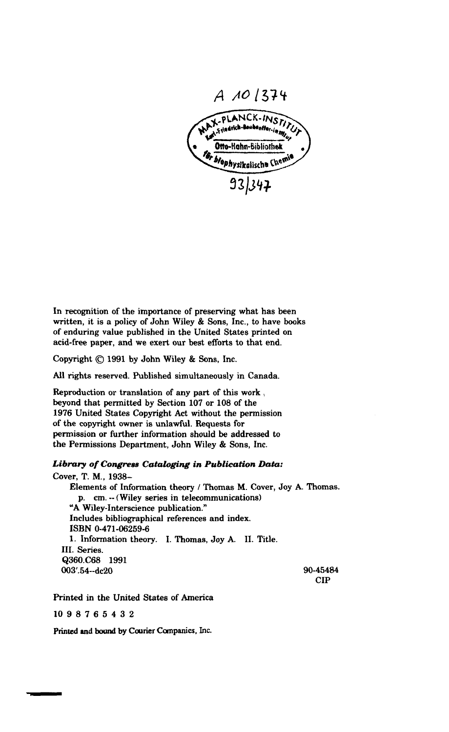A 10 1374

MAX-PLANCK-INSTITUT
Karl-Friedrich-Bonhoeffer-Institut
Otto-Hahn-Bibliothek
für biophysikalische Chemie

93/347

In recognition of the importance of preserving what has been written, it is a policy of John Wiley & Sons, Inc., to have books of enduring value published in the United States printed on acid-free paper, and we exert our best efforts to that end.

Copyright © 1991 by John Wiley & Sons, Inc.

All rights reserved. Published simultaneously in Canada.

Reproduction or translation of any part of this work beyond that permitted by Section 107 or 108 of the 1976 United States Copyright Act without the permission of the copyright owner is unlawful. Requests for permission or further information should be addressed to the Permissions Department, John Wiley & Sons, Inc.

***Library of Congress Cataloging in Publication Data:***

Cover, T. M., 1938–
Elements of Information theory / Thomas M. Cover, Joy A. Thomas.
p. cm. -- (Wiley series in telecommunications)
"A Wiley-Interscience publication."
Includes bibliographical references and index.
ISBN 0-471-06259-6
1. Information theory. I. Thomas, Joy A. II. Title.
III. Series.
Q360.C68 1991
003'.54--dc20

90-45484
CIP

Printed in the United States of America

10 9 8 7 6 5 4 3 2

Printed and bound by Courier Companies, Inc.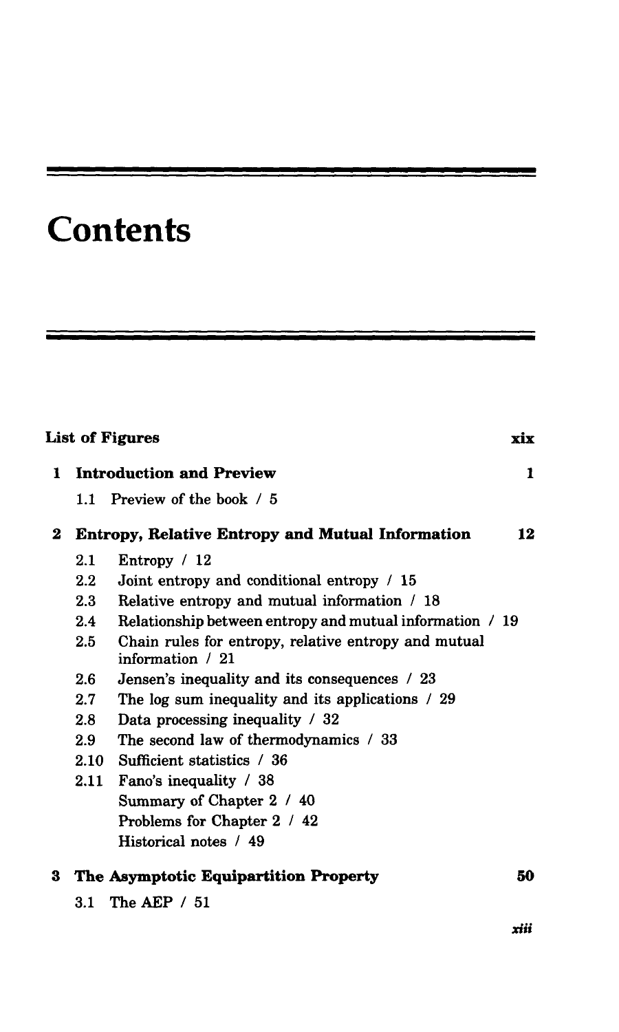# Contents

**List of Figures** xix

**1 Introduction and Preview** 1

1.1 Preview of the book / 5

**2 Entropy, Relative Entropy and Mutual Information** 12

2.1 Entropy / 12
2.2 Joint entropy and conditional entropy / 15
2.3 Relative entropy and mutual information / 18
2.4 Relationship between entropy and mutual information / 19
2.5 Chain rules for entropy, relative entropy and mutual information / 21
2.6 Jensen's inequality and its consequences / 23
2.7 The log sum inequality and its applications / 29
2.8 Data processing inequality / 32
2.9 The second law of thermodynamics / 33
2.10 Sufficient statistics / 36
2.11 Fano's inequality / 38
Summary of Chapter 2 / 40
Problems for Chapter 2 / 42
Historical notes / 49

**3 The Asymptotic Equipartition Property** 50

3.1 The AEP / 51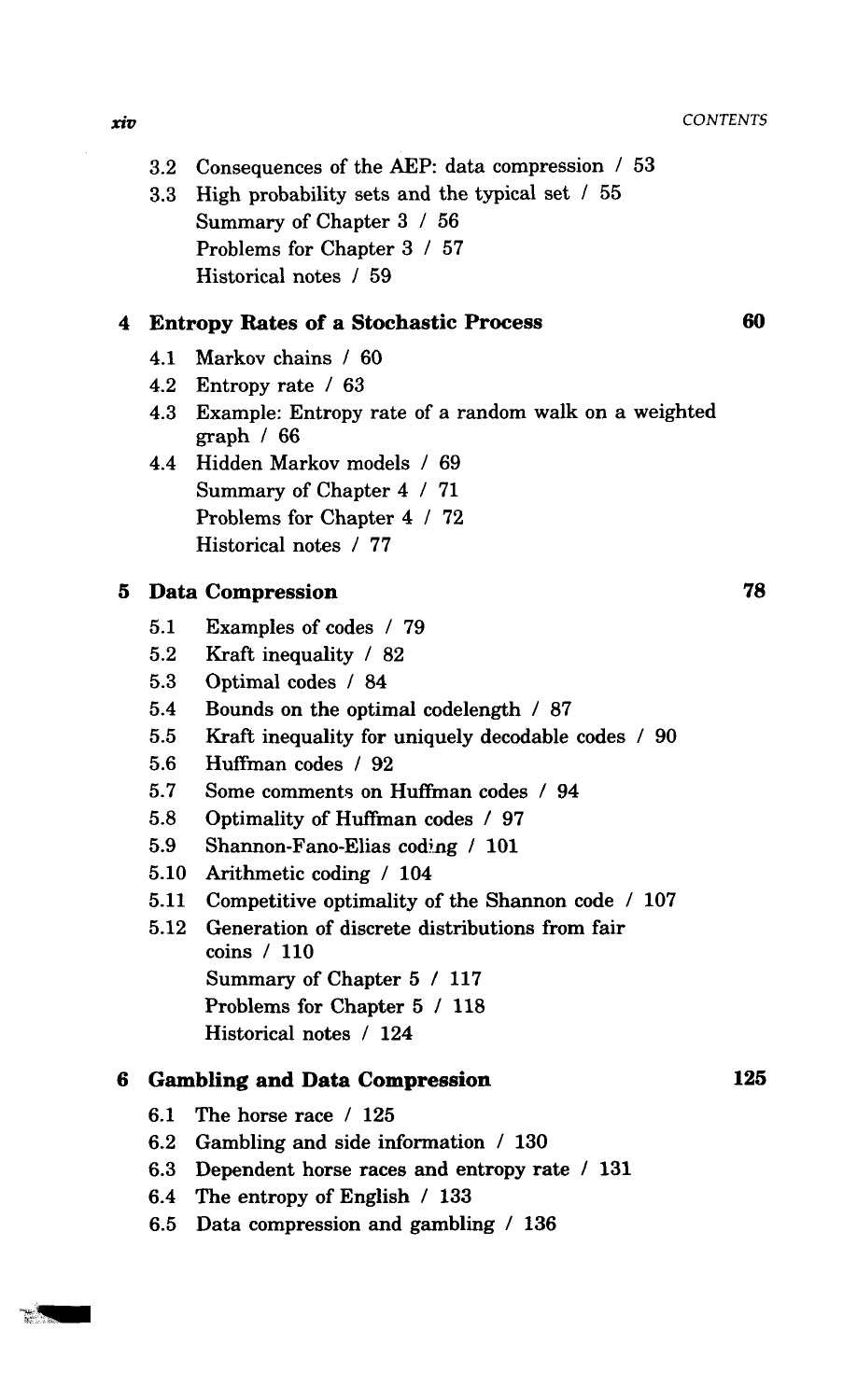3.2 Consequences of the AEP: data compression / 53
3.3 High probability sets and the typical set / 55
Summary of Chapter 3 / 56
Problems for Chapter 3 / 57
Historical notes / 59

## 4 Entropy Rates of a Stochastic Process 60

4.1 Markov chains / 60
4.2 Entropy rate / 63
4.3 Example: Entropy rate of a random walk on a weighted graph / 66
4.4 Hidden Markov models / 69
Summary of Chapter 4 / 71
Problems for Chapter 4 / 72
Historical notes / 77

## 5 Data Compression 78

5.1 Examples of codes / 79
5.2 Kraft inequality / 82
5.3 Optimal codes / 84
5.4 Bounds on the optimal codelength / 87
5.5 Kraft inequality for uniquely decodable codes / 90
5.6 Huffman codes / 92
5.7 Some comments on Huffman codes / 94
5.8 Optimality of Huffman codes / 97
5.9 Shannon-Fano-Elias coding / 101
5.10 Arithmetic coding / 104
5.11 Competitive optimality of the Shannon code / 107
5.12 Generation of discrete distributions from fair coins / 110
Summary of Chapter 5 / 117
Problems for Chapter 5 / 118
Historical notes / 124

## 6 Gambling and Data Compression 125

6.1 The horse race / 125
6.2 Gambling and side information / 130
6.3 Dependent horse races and entropy rate / 131
6.4 The entropy of English / 133
6.5 Data compression and gambling / 136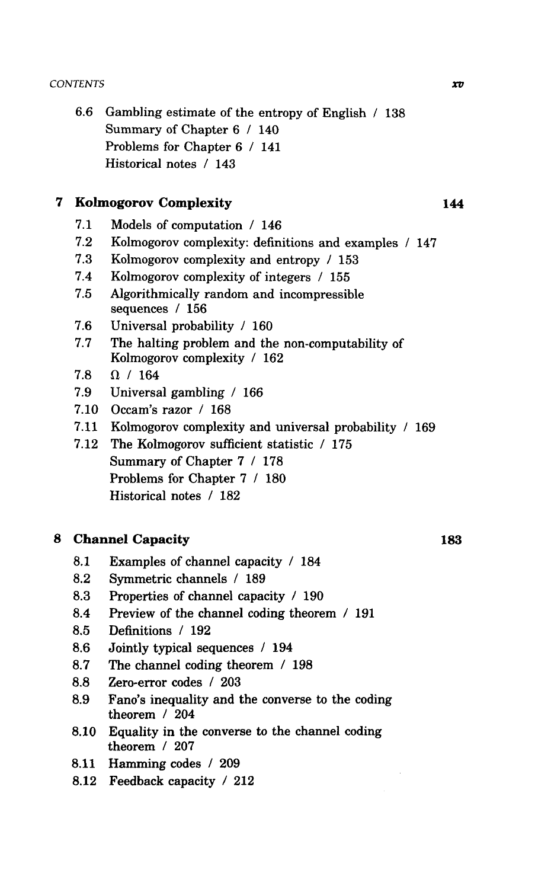6.6 Gambling estimate of the entropy of English / 138
Summary of Chapter 6 / 140
Problems for Chapter 6 / 141
Historical notes / 143

## 7 Kolmogorov Complexity 144

7.1 Models of computation / 146
7.2 Kolmogorov complexity: definitions and examples / 147
7.3 Kolmogorov complexity and entropy / 153
7.4 Kolmogorov complexity of integers / 155
7.5 Algorithmically random and incompressible sequences / 156
7.6 Universal probability / 160
7.7 The halting problem and the non-computability of Kolmogorov complexity / 162
7.8 $\Omega$ / 164
7.9 Universal gambling / 166
7.10 Occam's razor / 168
7.11 Kolmogorov complexity and universal probability / 169
7.12 The Kolmogorov sufficient statistic / 175
Summary of Chapter 7 / 178
Problems for Chapter 7 / 180
Historical notes / 182

## 8 Channel Capacity 183

8.1 Examples of channel capacity / 184
8.2 Symmetric channels / 189
8.3 Properties of channel capacity / 190
8.4 Preview of the channel coding theorem / 191
8.5 Definitions / 192
8.6 Jointly typical sequences / 194
8.7 The channel coding theorem / 198
8.8 Zero-error codes / 203
8.9 Fano's inequality and the converse to the coding theorem / 204
8.10 Equality in the converse to the channel coding theorem / 207
8.11 Hamming codes / 209
8.12 Feedback capacity / 212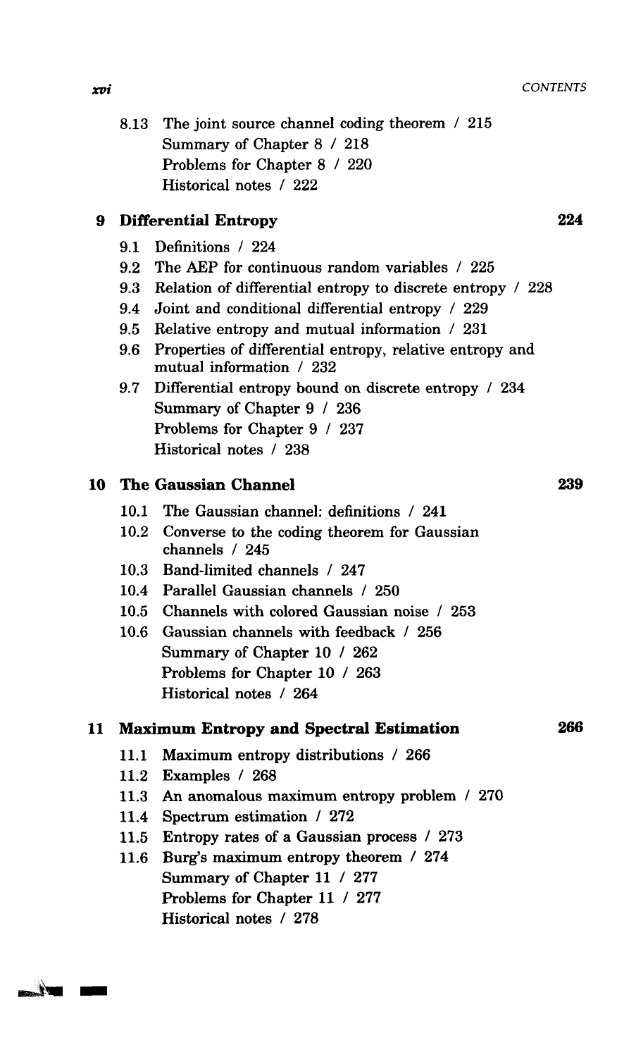8.13 The joint source channel coding theorem / 215
Summary of Chapter 8 / 218
Problems for Chapter 8 / 220
Historical notes / 222

## 9 Differential Entropy 224

9.1 Definitions / 224
9.2 The AEP for continuous random variables / 225
9.3 Relation of differential entropy to discrete entropy / 228
9.4 Joint and conditional differential entropy / 229
9.5 Relative entropy and mutual information / 231
9.6 Properties of differential entropy, relative entropy and mutual information / 232
9.7 Differential entropy bound on discrete entropy / 234
Summary of Chapter 9 / 236
Problems for Chapter 9 / 237
Historical notes / 238

## 10 The Gaussian Channel 239

10.1 The Gaussian channel: definitions / 241
10.2 Converse to the coding theorem for Gaussian channels / 245
10.3 Band-limited channels / 247
10.4 Parallel Gaussian channels / 250
10.5 Channels with colored Gaussian noise / 253
10.6 Gaussian channels with feedback / 256
Summary of Chapter 10 / 262
Problems for Chapter 10 / 263
Historical notes / 264

## 11 Maximum Entropy and Spectral Estimation 266

11.1 Maximum entropy distributions / 266
11.2 Examples / 268
11.3 An anomalous maximum entropy problem / 270
11.4 Spectrum estimation / 272
11.5 Entropy rates of a Gaussian process / 273
11.6 Burg's maximum entropy theorem / 274
Summary of Chapter 11 / 277
Problems for Chapter 11 / 277
Historical notes / 278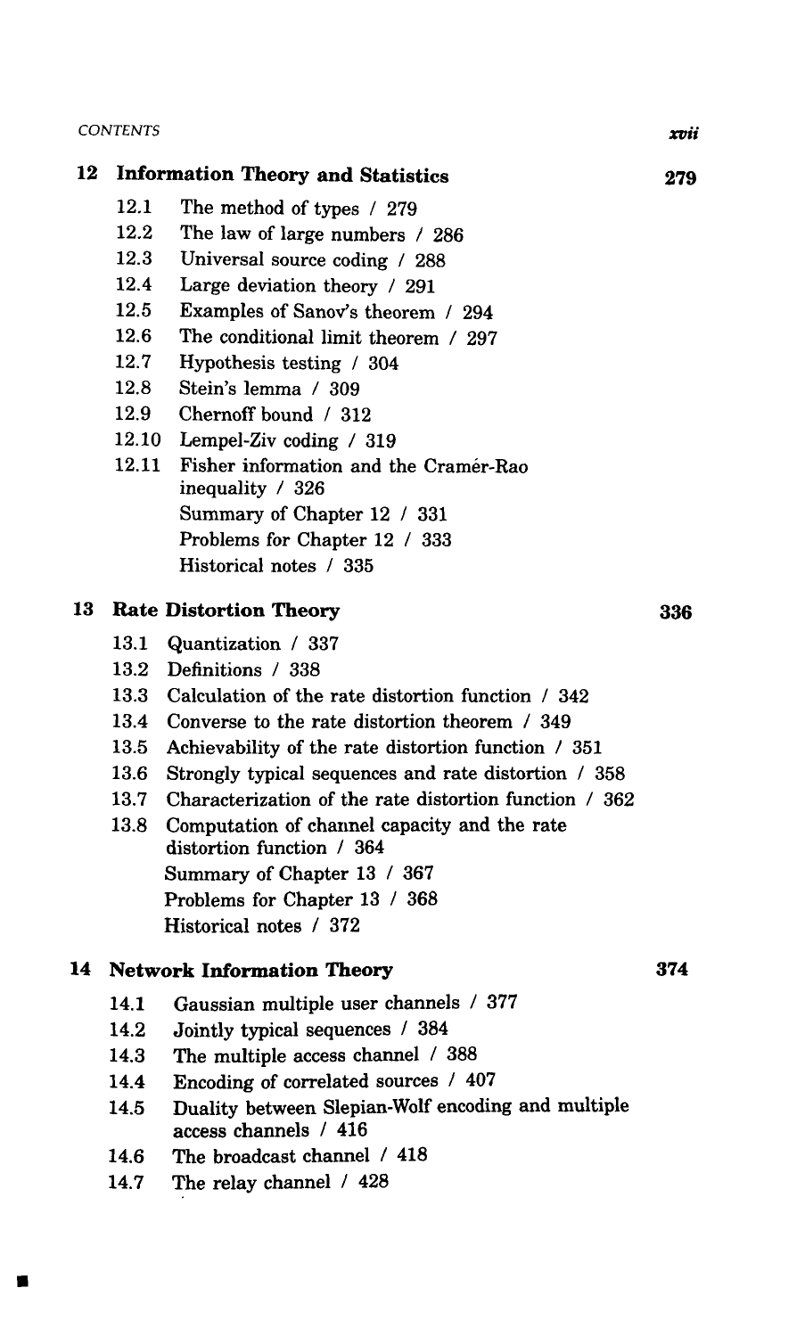## 12 Information Theory and Statistics 279

- 12.1 The method of types / 279
- 12.2 The law of large numbers / 286
- 12.3 Universal source coding / 288
- 12.4 Large deviation theory / 291
- 12.5 Examples of Sanov's theorem / 294
- 12.6 The conditional limit theorem / 297
- 12.7 Hypothesis testing / 304
- 12.8 Stein's lemma / 309
- 12.9 Chernoff bound / 312
- 12.10 Lempel-Ziv coding / 319
- 12.11 Fisher information and the Cramér-Rao inequality / 326
- Summary of Chapter 12 / 331
- Problems for Chapter 12 / 333
- Historical notes / 335

## 13 Rate Distortion Theory 336

- 13.1 Quantization / 337
- 13.2 Definitions / 338
- 13.3 Calculation of the rate distortion function / 342
- 13.4 Converse to the rate distortion theorem / 349
- 13.5 Achievability of the rate distortion function / 351
- 13.6 Strongly typical sequences and rate distortion / 358
- 13.7 Characterization of the rate distortion function / 362
- 13.8 Computation of channel capacity and the rate distortion function / 364
- Summary of Chapter 13 / 367
- Problems for Chapter 13 / 368
- Historical notes / 372

## 14 Network Information Theory 374

- 14.1 Gaussian multiple user channels / 377
- 14.2 Jointly typical sequences / 384
- 14.3 The multiple access channel / 388
- 14.4 Encoding of correlated sources / 407
- 14.5 Duality between Slepian-Wolf encoding and multiple access channels / 416
- 14.6 The broadcast channel / 418
- 14.7 The relay channel / 428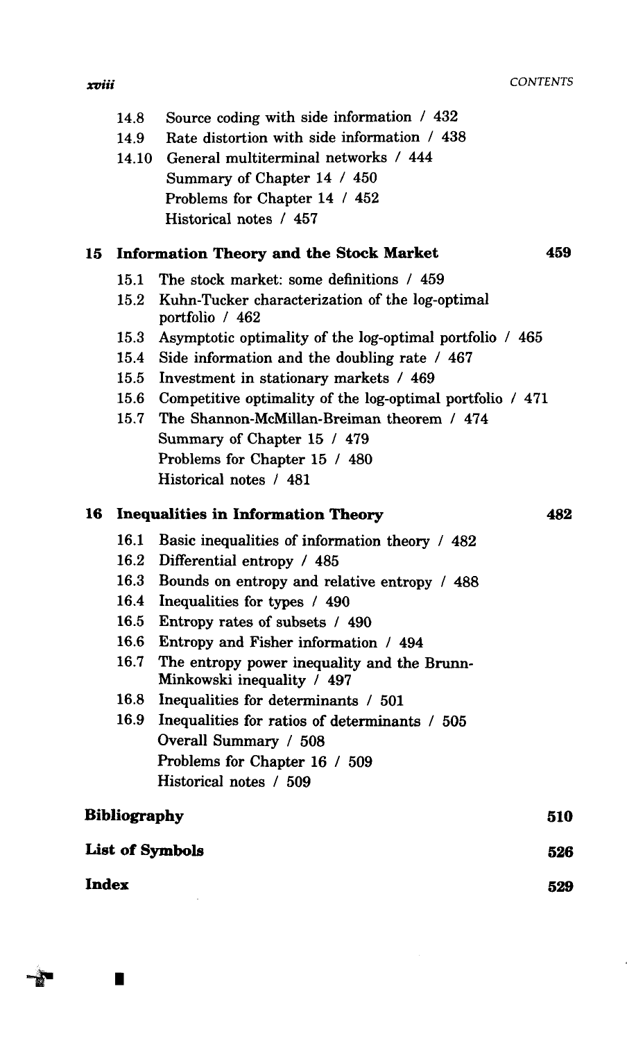14.8 Source coding with side information / 432
14.9 Rate distortion with side information / 438
14.10 General multiterminal networks / 444
Summary of Chapter 14 / 450
Problems for Chapter 14 / 452
Historical notes / 457

**15 Information Theory and the Stock Market** **459**

15.1 The stock market: some definitions / 459
15.2 Kuhn-Tucker characterization of the log-optimal portfolio / 462
15.3 Asymptotic optimality of the log-optimal portfolio / 465
15.4 Side information and the doubling rate / 467
15.5 Investment in stationary markets / 469
15.6 Competitive optimality of the log-optimal portfolio / 471
15.7 The Shannon-McMillan-Breiman theorem / 474
Summary of Chapter 15 / 479
Problems for Chapter 15 / 480
Historical notes / 481

**16 Inequalities in Information Theory** **482**

16.1 Basic inequalities of information theory / 482
16.2 Differential entropy / 485
16.3 Bounds on entropy and relative entropy / 488
16.4 Inequalities for types / 490
16.5 Entropy rates of subsets / 490
16.6 Entropy and Fisher information / 494
16.7 The entropy power inequality and the Brunn-Minkowski inequality / 497
16.8 Inequalities for determinants / 501
16.9 Inequalities for ratios of determinants / 505
Overall Summary / 508
Problems for Chapter 16 / 509
Historical notes / 509

**Bibliography** **510**

**List of Symbols** **526**

**Index** **529**